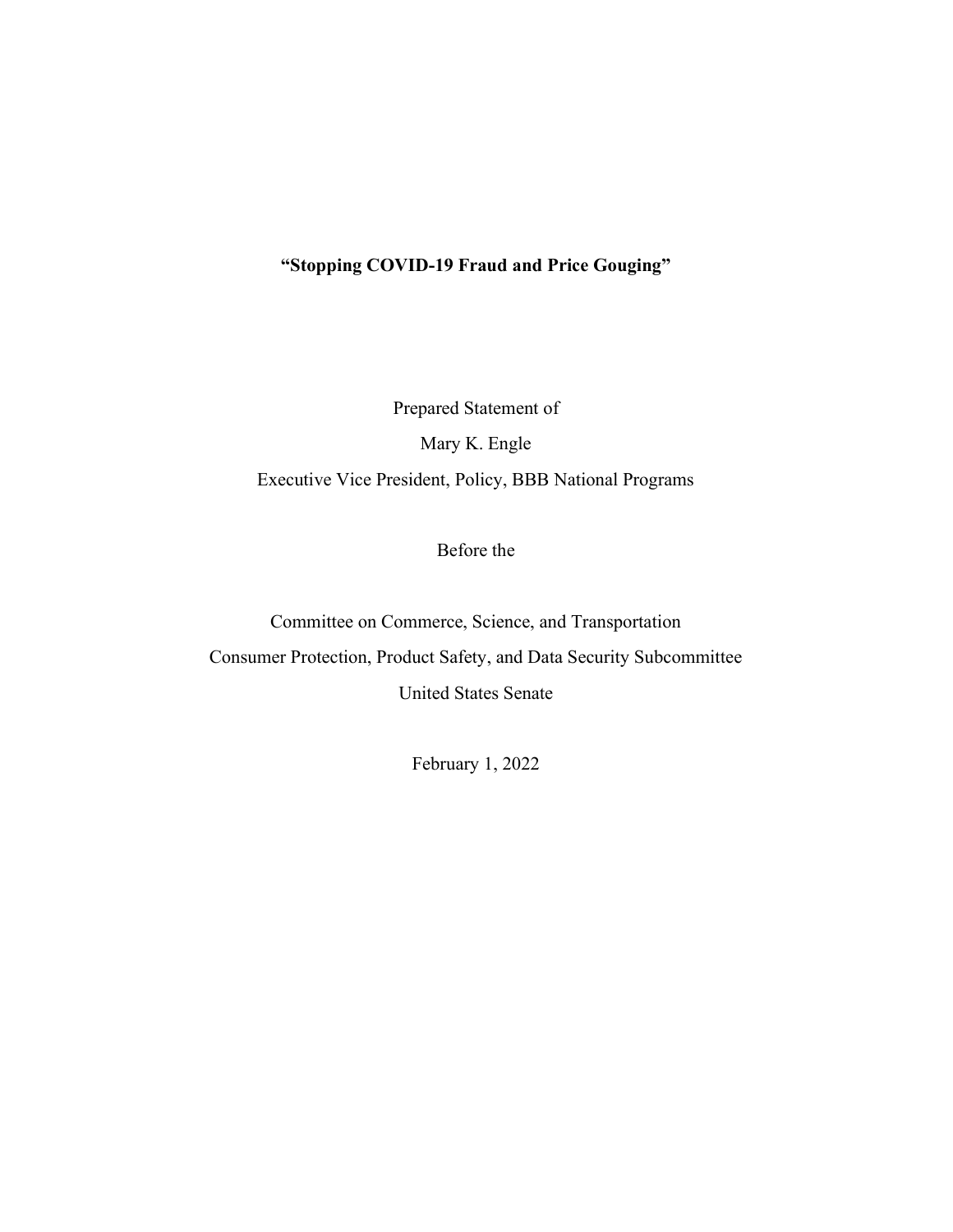**“Stopping COVID-19 Fraud and Price Gouging”**

Prepared Statement of

Mary K. Engle

Executive Vice President, Policy, BBB National Programs

Before the

Committee on Commerce, Science, and Transportation

Consumer Protection, Product Safety, and Data Security Subcommittee

United States Senate

February 1, 2022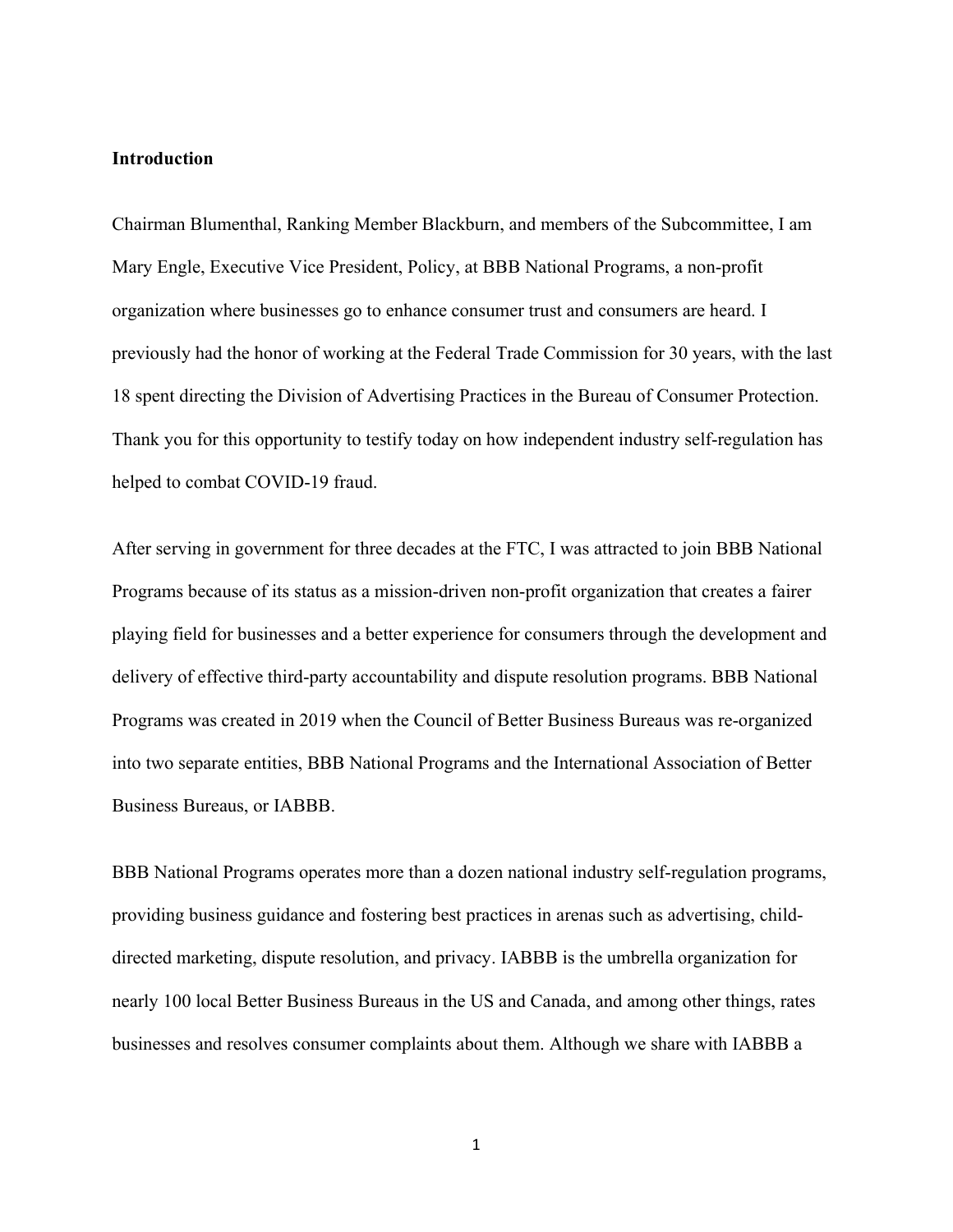**Introduction**

Chairman Blumenthal, Ranking Member Blackburn, and members of the Subcommittee, I am Mary Engle, Executive Vice President, Policy, at BBB National Programs, a non-profit organization where businesses go to enhance consumer trust and consumers are heard. I previously had the honor of working at the Federal Trade Commission for 30 years, with the last 18 spent directing the Division of Advertising Practices in the Bureau of Consumer Protection. Thank you for this opportunity to testify today on how independent industry self-regulation has helped to combat COVID-19 fraud.

After serving in government for three decades at the FTC, I was attracted to join BBB National Programs because of its status as a mission-driven non-profit organization that creates a fairer playing field for businesses and a better experience for consumers through the development and delivery of effective third-party accountability and dispute resolution programs. BBB National Programs was created in 2019 when the Council of Better Business Bureaus was re-organized into two separate entities, BBB National Programs and the International Association of Better Business Bureaus, or IABBB.

BBB National Programs operates more than a dozen national industry self-regulation programs, providing business guidance and fostering best practices in arenas such as advertising, child-directed marketing, dispute resolution, and privacy. IABBB is the umbrella organization for nearly 100 local Better Business Bureaus in the US and Canada, and among other things, rates businesses and resolves consumer complaints about them. Although we share with IABBB a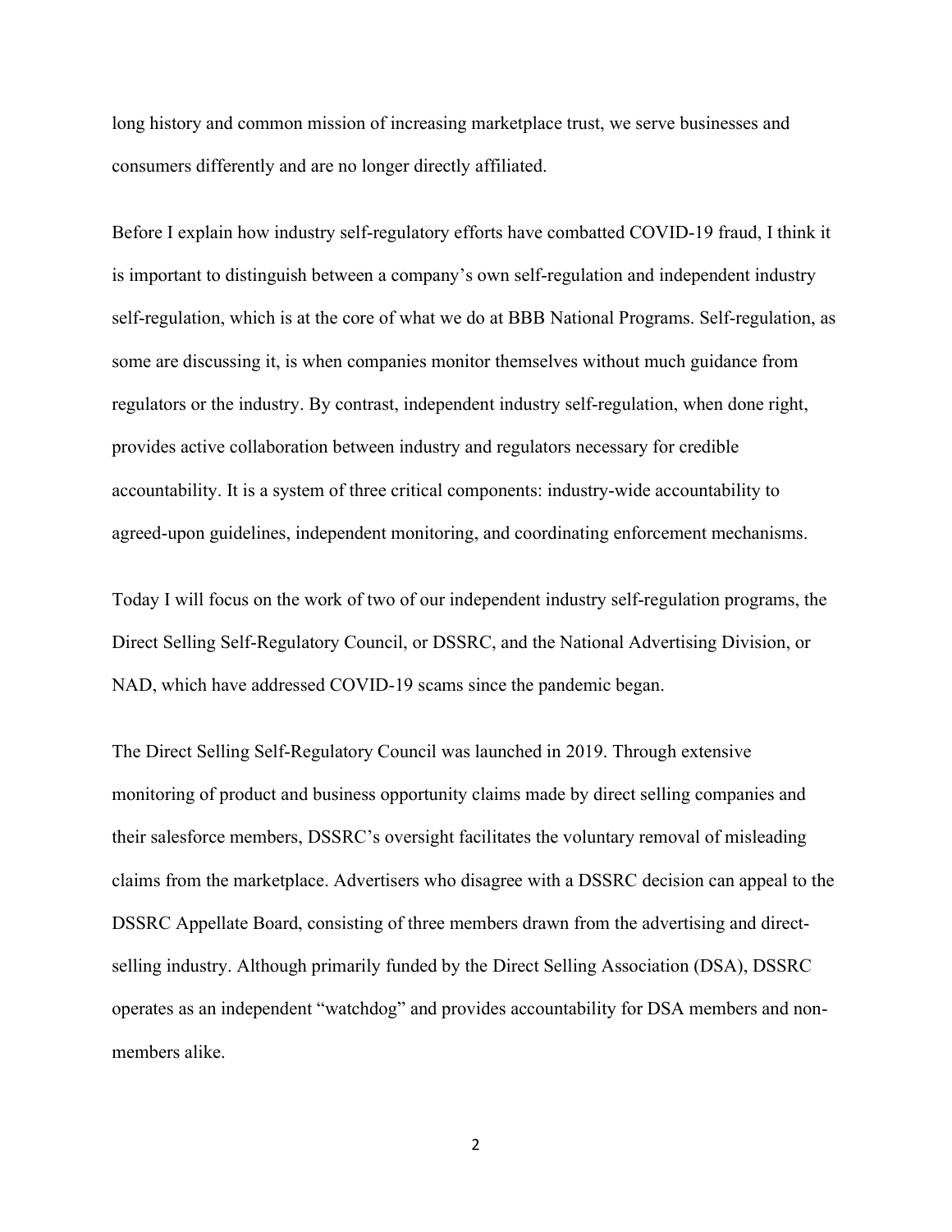long history and common mission of increasing marketplace trust, we serve businesses and consumers differently and are no longer directly affiliated.

Before I explain how industry self-regulatory efforts have combatted COVID-19 fraud, I think it is important to distinguish between a company's own self-regulation and independent industry self-regulation, which is at the core of what we do at BBB National Programs. Self-regulation, as some are discussing it, is when companies monitor themselves without much guidance from regulators or the industry. By contrast, independent industry self-regulation, when done right, provides active collaboration between industry and regulators necessary for credible accountability. It is a system of three critical components: industry-wide accountability to agreed-upon guidelines, independent monitoring, and coordinating enforcement mechanisms.

Today I will focus on the work of two of our independent industry self-regulation programs, the Direct Selling Self-Regulatory Council, or DSSRC, and the National Advertising Division, or NAD, which have addressed COVID-19 scams since the pandemic began.

The Direct Selling Self-Regulatory Council was launched in 2019. Through extensive monitoring of product and business opportunity claims made by direct selling companies and their salesforce members, DSSRC's oversight facilitates the voluntary removal of misleading claims from the marketplace. Advertisers who disagree with a DSSRC decision can appeal to the DSSRC Appellate Board, consisting of three members drawn from the advertising and direct-selling industry. Although primarily funded by the Direct Selling Association (DSA), DSSRC operates as an independent "watchdog" and provides accountability for DSA members and non-members alike.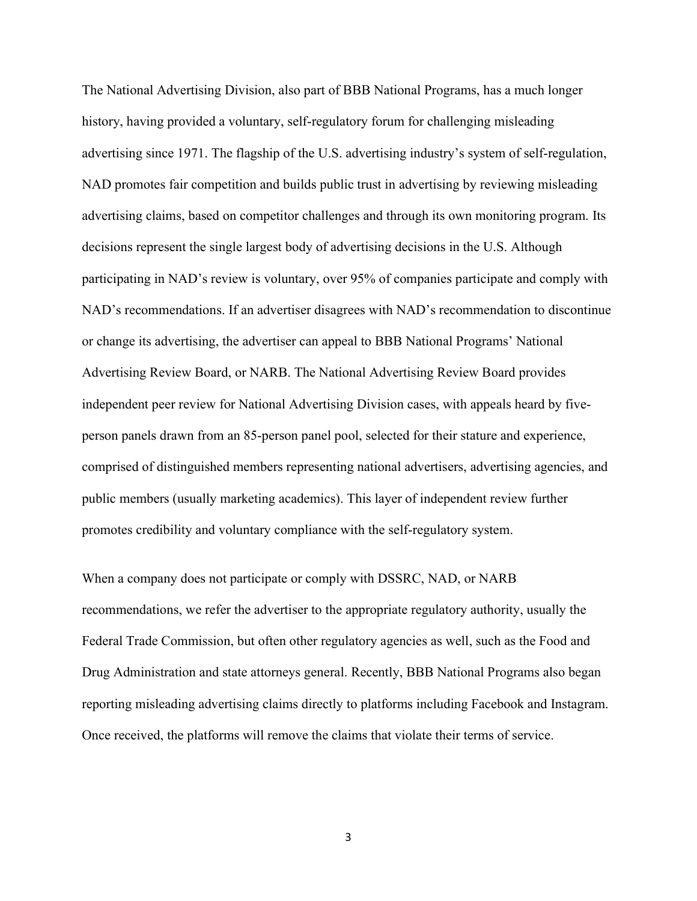The National Advertising Division, also part of BBB National Programs, has a much longer history, having provided a voluntary, self-regulatory forum for challenging misleading advertising since 1971. The flagship of the U.S. advertising industry's system of self-regulation, NAD promotes fair competition and builds public trust in advertising by reviewing misleading advertising claims, based on competitor challenges and through its own monitoring program. Its decisions represent the single largest body of advertising decisions in the U.S. Although participating in NAD's review is voluntary, over 95% of companies participate and comply with NAD's recommendations. If an advertiser disagrees with NAD's recommendation to discontinue or change its advertising, the advertiser can appeal to BBB National Programs' National Advertising Review Board, or NARB. The National Advertising Review Board provides independent peer review for National Advertising Division cases, with appeals heard by five-person panels drawn from an 85-person panel pool, selected for their stature and experience, comprised of distinguished members representing national advertisers, advertising agencies, and public members (usually marketing academics). This layer of independent review further promotes credibility and voluntary compliance with the self-regulatory system.

When a company does not participate or comply with DSSRC, NAD, or NARB recommendations, we refer the advertiser to the appropriate regulatory authority, usually the Federal Trade Commission, but often other regulatory agencies as well, such as the Food and Drug Administration and state attorneys general. Recently, BBB National Programs also began reporting misleading advertising claims directly to platforms including Facebook and Instagram. Once received, the platforms will remove the claims that violate their terms of service.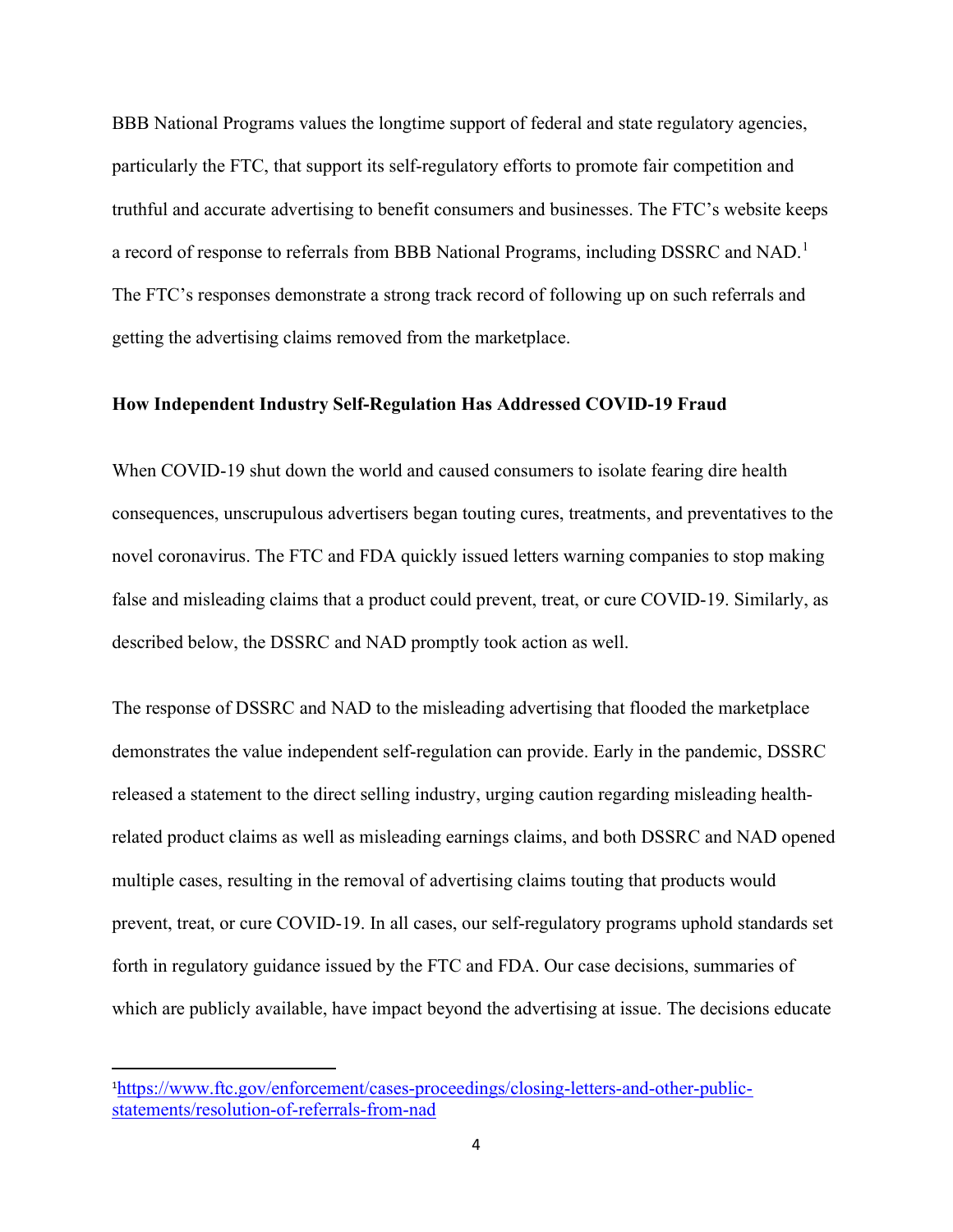BBB National Programs values the longtime support of federal and state regulatory agencies, particularly the FTC, that support its self-regulatory efforts to promote fair competition and truthful and accurate advertising to benefit consumers and businesses. The FTC's website keeps a record of response to referrals from BBB National Programs, including DSSRC and NAD.[1] The FTC's responses demonstrate a strong track record of following up on such referrals and getting the advertising claims removed from the marketplace.

**How Independent Industry Self-Regulation Has Addressed COVID-19 Fraud**

When COVID-19 shut down the world and caused consumers to isolate fearing dire health consequences, unscrupulous advertisers began touting cures, treatments, and preventatives to the novel coronavirus. The FTC and FDA quickly issued letters warning companies to stop making false and misleading claims that a product could prevent, treat, or cure COVID-19. Similarly, as described below, the DSSRC and NAD promptly took action as well.

The response of DSSRC and NAD to the misleading advertising that flooded the marketplace demonstrates the value independent self-regulation can provide. Early in the pandemic, DSSRC released a statement to the direct selling industry, urging caution regarding misleading health-related product claims as well as misleading earnings claims, and both DSSRC and NAD opened multiple cases, resulting in the removal of advertising claims touting that products would prevent, treat, or cure COVID-19. In all cases, our self-regulatory programs uphold standards set forth in regulatory guidance issued by the FTC and FDA. Our case decisions, summaries of which are publicly available, have impact beyond the advertising at issue. The decisions educate

---

[1] https://www.ftc.gov/enforcement/cases-proceedings/closing-letters-and-other-public-statements/resolution-of-referrals-from-nad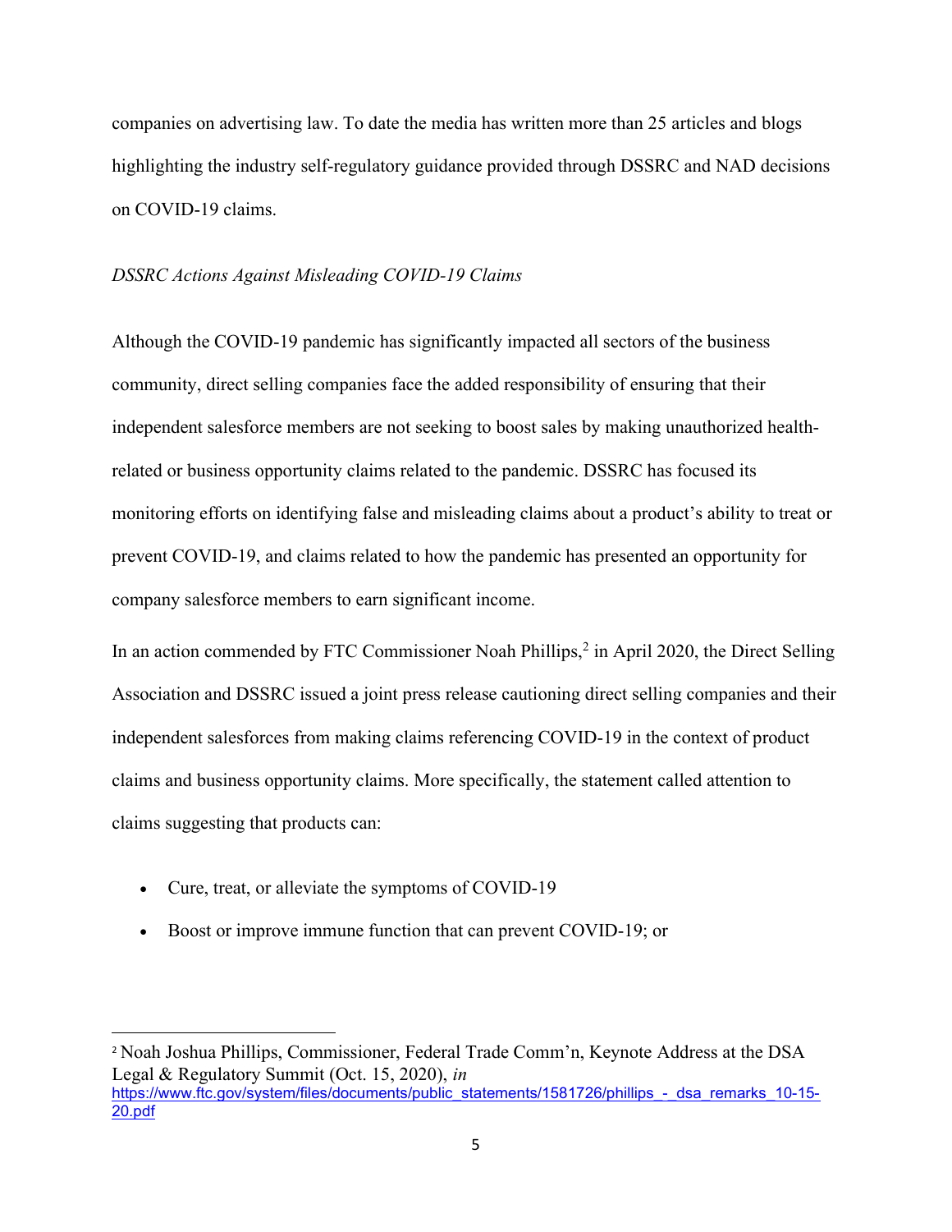companies on advertising law. To date the media has written more than 25 articles and blogs highlighting the industry self-regulatory guidance provided through DSSRC and NAD decisions on COVID-19 claims.

*DSSRC Actions Against Misleading COVID-19 Claims*

Although the COVID-19 pandemic has significantly impacted all sectors of the business community, direct selling companies face the added responsibility of ensuring that their independent salesforce members are not seeking to boost sales by making unauthorized health-related or business opportunity claims related to the pandemic. DSSRC has focused its monitoring efforts on identifying false and misleading claims about a product's ability to treat or prevent COVID-19, and claims related to how the pandemic has presented an opportunity for company salesforce members to earn significant income.

In an action commended by FTC Commissioner Noah Phillips,[2] in April 2020, the Direct Selling Association and DSSRC issued a joint press release cautioning direct selling companies and their independent salesforces from making claims referencing COVID-19 in the context of product claims and business opportunity claims. More specifically, the statement called attention to claims suggesting that products can:

- Cure, treat, or alleviate the symptoms of COVID-19
- Boost or improve immune function that can prevent COVID-19; or

[2] Noah Joshua Phillips, Commissioner, Federal Trade Comm'n, Keynote Address at the DSA Legal & Regulatory Summit (Oct. 15, 2020), *in* https://www.ftc.gov/system/files/documents/public_statements/1581726/phillips_-_dsa_remarks_10-15-20.pdf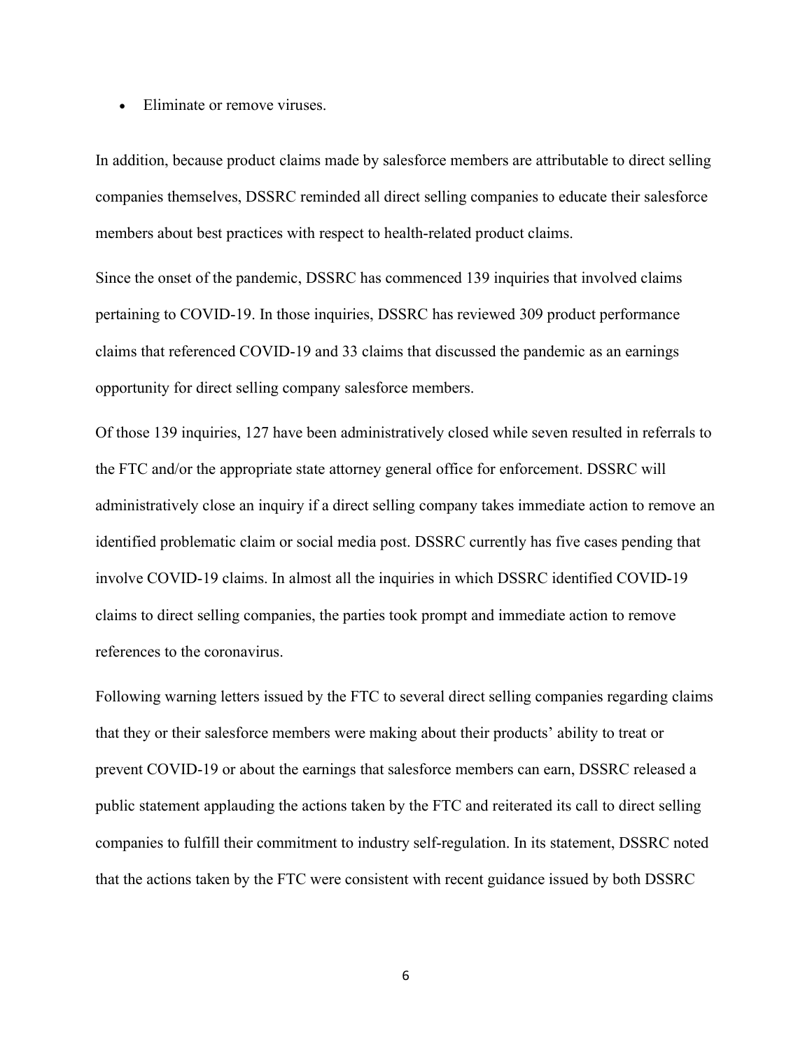- Eliminate or remove viruses.

In addition, because product claims made by salesforce members are attributable to direct selling companies themselves, DSSRC reminded all direct selling companies to educate their salesforce members about best practices with respect to health-related product claims.

Since the onset of the pandemic, DSSRC has commenced 139 inquiries that involved claims pertaining to COVID-19. In those inquiries, DSSRC has reviewed 309 product performance claims that referenced COVID-19 and 33 claims that discussed the pandemic as an earnings opportunity for direct selling company salesforce members.

Of those 139 inquiries, 127 have been administratively closed while seven resulted in referrals to the FTC and/or the appropriate state attorney general office for enforcement. DSSRC will administratively close an inquiry if a direct selling company takes immediate action to remove an identified problematic claim or social media post. DSSRC currently has five cases pending that involve COVID-19 claims. In almost all the inquiries in which DSSRC identified COVID-19 claims to direct selling companies, the parties took prompt and immediate action to remove references to the coronavirus.

Following warning letters issued by the FTC to several direct selling companies regarding claims that they or their salesforce members were making about their products' ability to treat or prevent COVID-19 or about the earnings that salesforce members can earn, DSSRC released a public statement applauding the actions taken by the FTC and reiterated its call to direct selling companies to fulfill their commitment to industry self-regulation. In its statement, DSSRC noted that the actions taken by the FTC were consistent with recent guidance issued by both DSSRC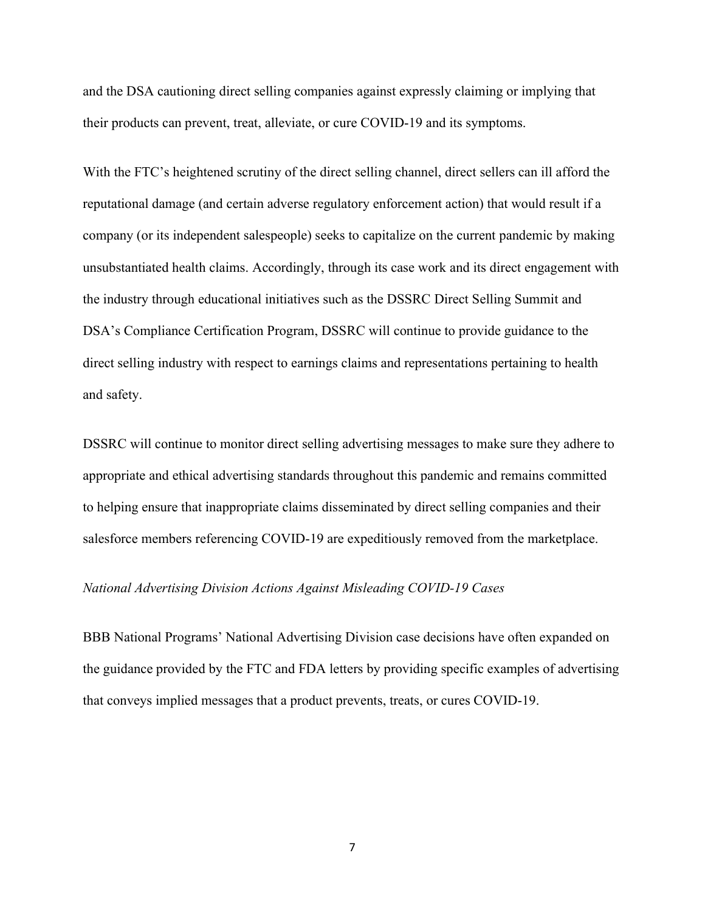and the DSA cautioning direct selling companies against expressly claiming or implying that their products can prevent, treat, alleviate, or cure COVID-19 and its symptoms.

With the FTC's heightened scrutiny of the direct selling channel, direct sellers can ill afford the reputational damage (and certain adverse regulatory enforcement action) that would result if a company (or its independent salespeople) seeks to capitalize on the current pandemic by making unsubstantiated health claims. Accordingly, through its case work and its direct engagement with the industry through educational initiatives such as the DSSRC Direct Selling Summit and DSA's Compliance Certification Program, DSSRC will continue to provide guidance to the direct selling industry with respect to earnings claims and representations pertaining to health and safety.

DSSRC will continue to monitor direct selling advertising messages to make sure they adhere to appropriate and ethical advertising standards throughout this pandemic and remains committed to helping ensure that inappropriate claims disseminated by direct selling companies and their salesforce members referencing COVID-19 are expeditiously removed from the marketplace.

*National Advertising Division Actions Against Misleading COVID-19 Cases*

BBB National Programs' National Advertising Division case decisions have often expanded on the guidance provided by the FTC and FDA letters by providing specific examples of advertising that conveys implied messages that a product prevents, treats, or cures COVID-19.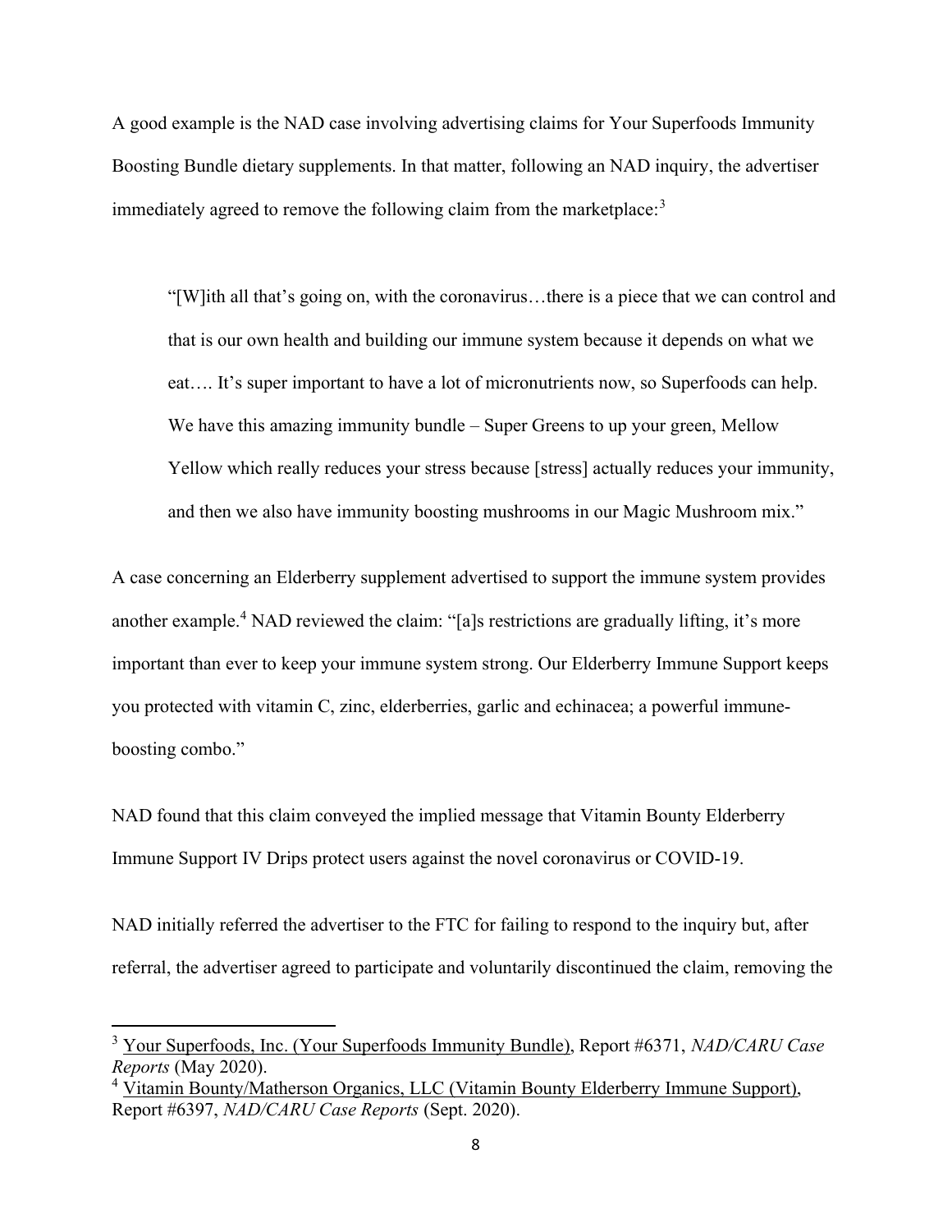A good example is the NAD case involving advertising claims for Your Superfoods Immunity Boosting Bundle dietary supplements. In that matter, following an NAD inquiry, the advertiser immediately agreed to remove the following claim from the marketplace:[3]

> "[W]ith all that's going on, with the coronavirus…there is a piece that we can control and that is our own health and building our immune system because it depends on what we eat…. It's super important to have a lot of micronutrients now, so Superfoods can help. We have this amazing immunity bundle – Super Greens to up your green, Mellow Yellow which really reduces your stress because [stress] actually reduces your immunity, and then we also have immunity boosting mushrooms in our Magic Mushroom mix."

A case concerning an Elderberry supplement advertised to support the immune system provides another example.[4] NAD reviewed the claim: "[a]s restrictions are gradually lifting, it's more important than ever to keep your immune system strong. Our Elderberry Immune Support keeps you protected with vitamin C, zinc, elderberries, garlic and echinacea; a powerful immune-boosting combo."

NAD found that this claim conveyed the implied message that Vitamin Bounty Elderberry Immune Support IV Drips protect users against the novel coronavirus or COVID-19.

NAD initially referred the advertiser to the FTC for failing to respond to the inquiry but, after referral, the advertiser agreed to participate and voluntarily discontinued the claim, removing the

---

[3] Your Superfoods, Inc. (Your Superfoods Immunity Bundle), Report #6371, *NAD/CARU Case Reports* (May 2020).

[4] Vitamin Bounty/Matherson Organics, LLC (Vitamin Bounty Elderberry Immune Support), Report #6397, *NAD/CARU Case Reports* (Sept. 2020).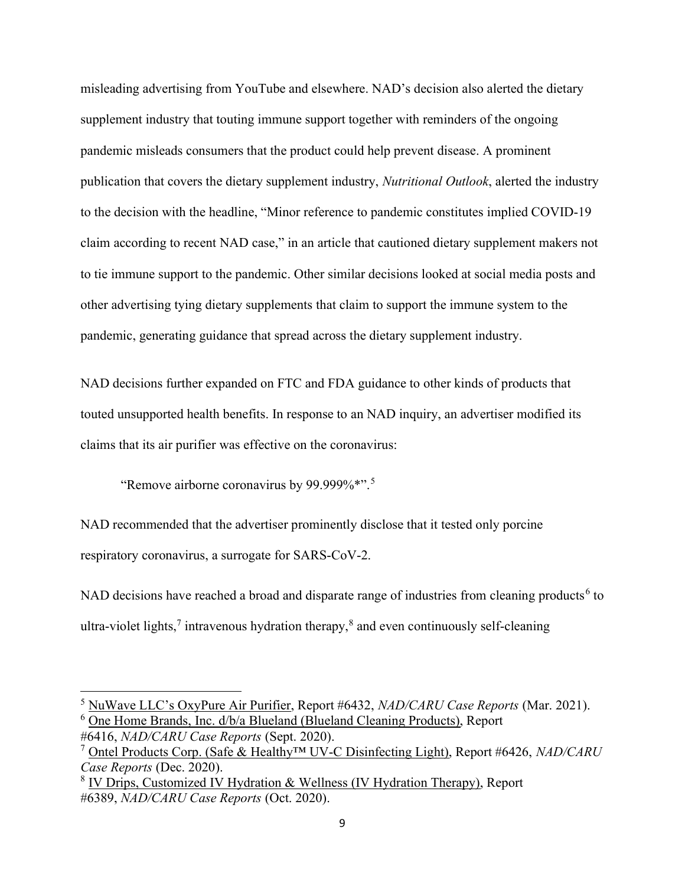misleading advertising from YouTube and elsewhere. NAD's decision also alerted the dietary supplement industry that touting immune support together with reminders of the ongoing pandemic misleads consumers that the product could help prevent disease. A prominent publication that covers the dietary supplement industry, *Nutritional Outlook*, alerted the industry to the decision with the headline, "Minor reference to pandemic constitutes implied COVID-19 claim according to recent NAD case," in an article that cautioned dietary supplement makers not to tie immune support to the pandemic. Other similar decisions looked at social media posts and other advertising tying dietary supplements that claim to support the immune system to the pandemic, generating guidance that spread across the dietary supplement industry.

NAD decisions further expanded on FTC and FDA guidance to other kinds of products that touted unsupported health benefits. In response to an NAD inquiry, an advertiser modified its claims that its air purifier was effective on the coronavirus:

> "Remove airborne coronavirus by 99.999%*".[5]

NAD recommended that the advertiser prominently disclose that it tested only porcine respiratory coronavirus, a surrogate for SARS-CoV-2.

NAD decisions have reached a broad and disparate range of industries from cleaning products[6] to ultra-violet lights,[7] intravenous hydration therapy,[8] and even continuously self-cleaning

---

[5] NuWave LLC's OxyPure Air Purifier, Report #6432, *NAD/CARU Case Reports* (Mar. 2021).

[6] One Home Brands, Inc. d/b/a Blueland (Blueland Cleaning Products), Report #6416, *NAD/CARU Case Reports* (Sept. 2020).

[7] Ontel Products Corp. (Safe & Healthy™ UV-C Disinfecting Light), Report #6426, *NAD/CARU Case Reports* (Dec. 2020).

[8] IV Drips, Customized IV Hydration & Wellness (IV Hydration Therapy), Report #6389, *NAD/CARU Case Reports* (Oct. 2020).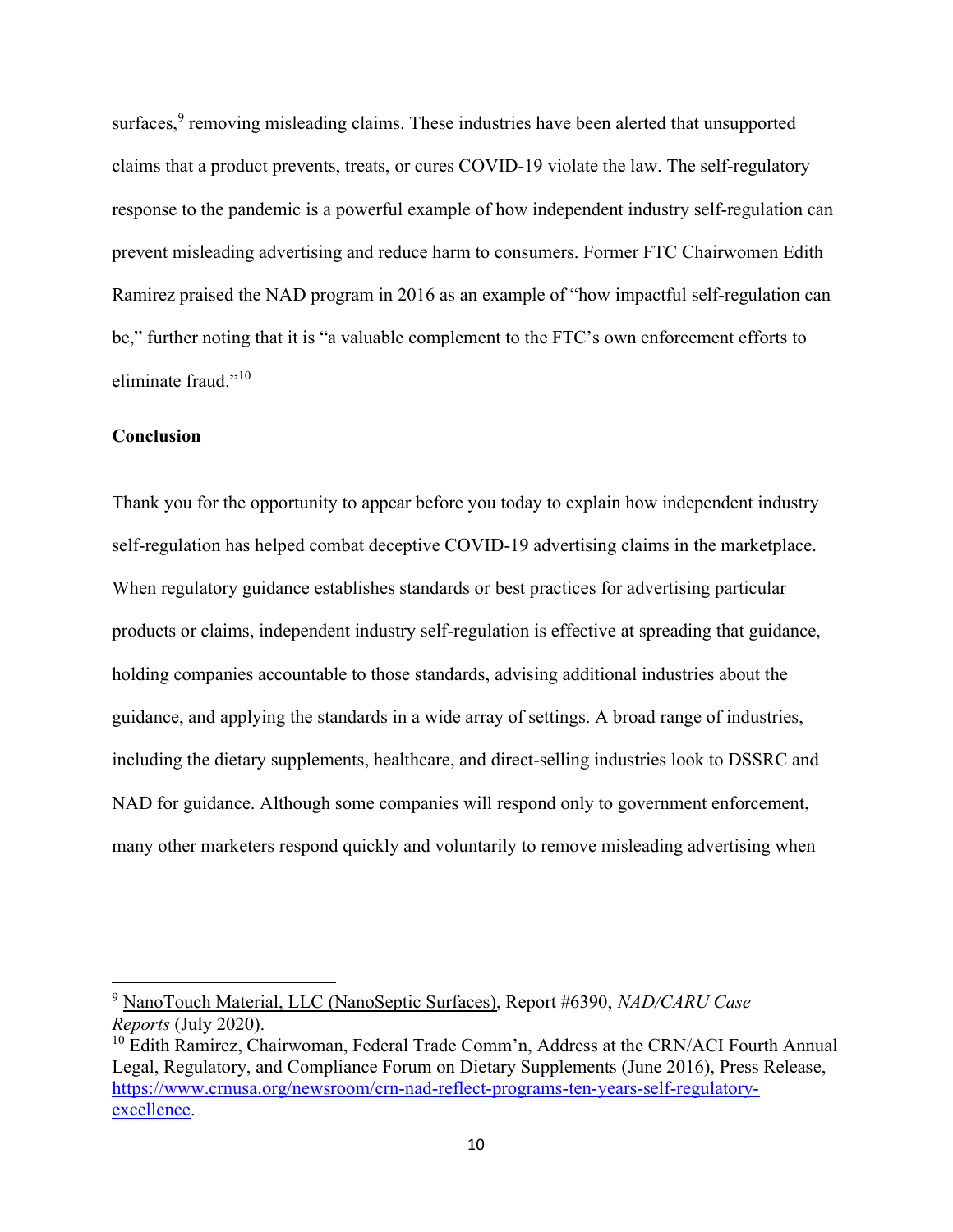surfaces,[9] removing misleading claims. These industries have been alerted that unsupported claims that a product prevents, treats, or cures COVID-19 violate the law. The self-regulatory response to the pandemic is a powerful example of how independent industry self-regulation can prevent misleading advertising and reduce harm to consumers. Former FTC Chairwomen Edith Ramirez praised the NAD program in 2016 as an example of "how impactful self-regulation can be," further noting that it is "a valuable complement to the FTC's own enforcement efforts to eliminate fraud."[10]

**Conclusion**

Thank you for the opportunity to appear before you today to explain how independent industry self-regulation has helped combat deceptive COVID-19 advertising claims in the marketplace. When regulatory guidance establishes standards or best practices for advertising particular products or claims, independent industry self-regulation is effective at spreading that guidance, holding companies accountable to those standards, advising additional industries about the guidance, and applying the standards in a wide array of settings. A broad range of industries, including the dietary supplements, healthcare, and direct-selling industries look to DSSRC and NAD for guidance. Although some companies will respond only to government enforcement, many other marketers respond quickly and voluntarily to remove misleading advertising when

---

[9] NanoTouch Material, LLC (NanoSeptic Surfaces), Report #6390, *NAD/CARU Case Reports* (July 2020).

[10] Edith Ramirez, Chairwoman, Federal Trade Comm'n, Address at the CRN/ACI Fourth Annual Legal, Regulatory, and Compliance Forum on Dietary Supplements (June 2016), Press Release, https://www.crnusa.org/newsroom/crn-nad-reflect-programs-ten-years-self-regulatory-excellence.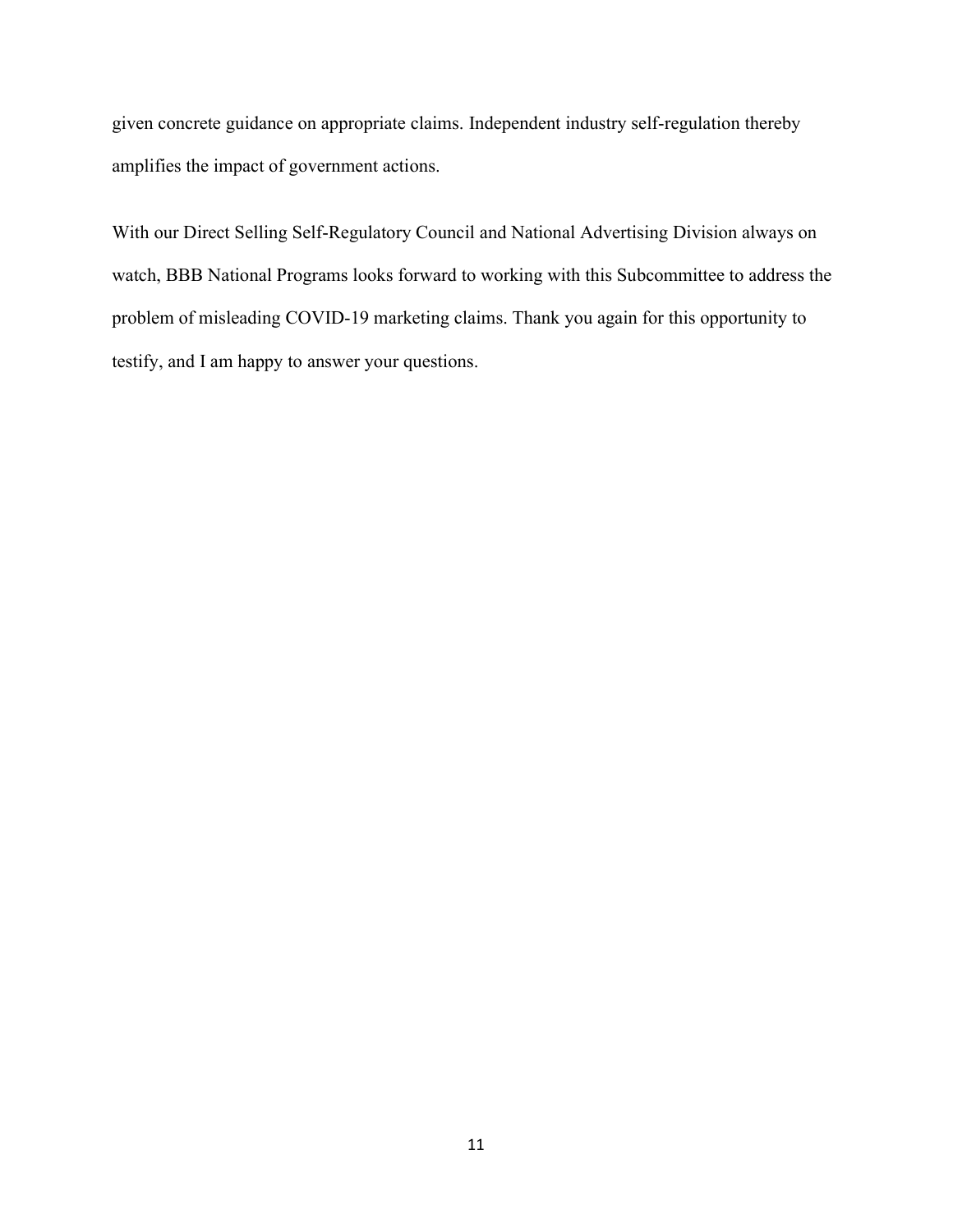given concrete guidance on appropriate claims. Independent industry self-regulation thereby amplifies the impact of government actions.

With our Direct Selling Self-Regulatory Council and National Advertising Division always on watch, BBB National Programs looks forward to working with this Subcommittee to address the problem of misleading COVID-19 marketing claims. Thank you again for this opportunity to testify, and I am happy to answer your questions.